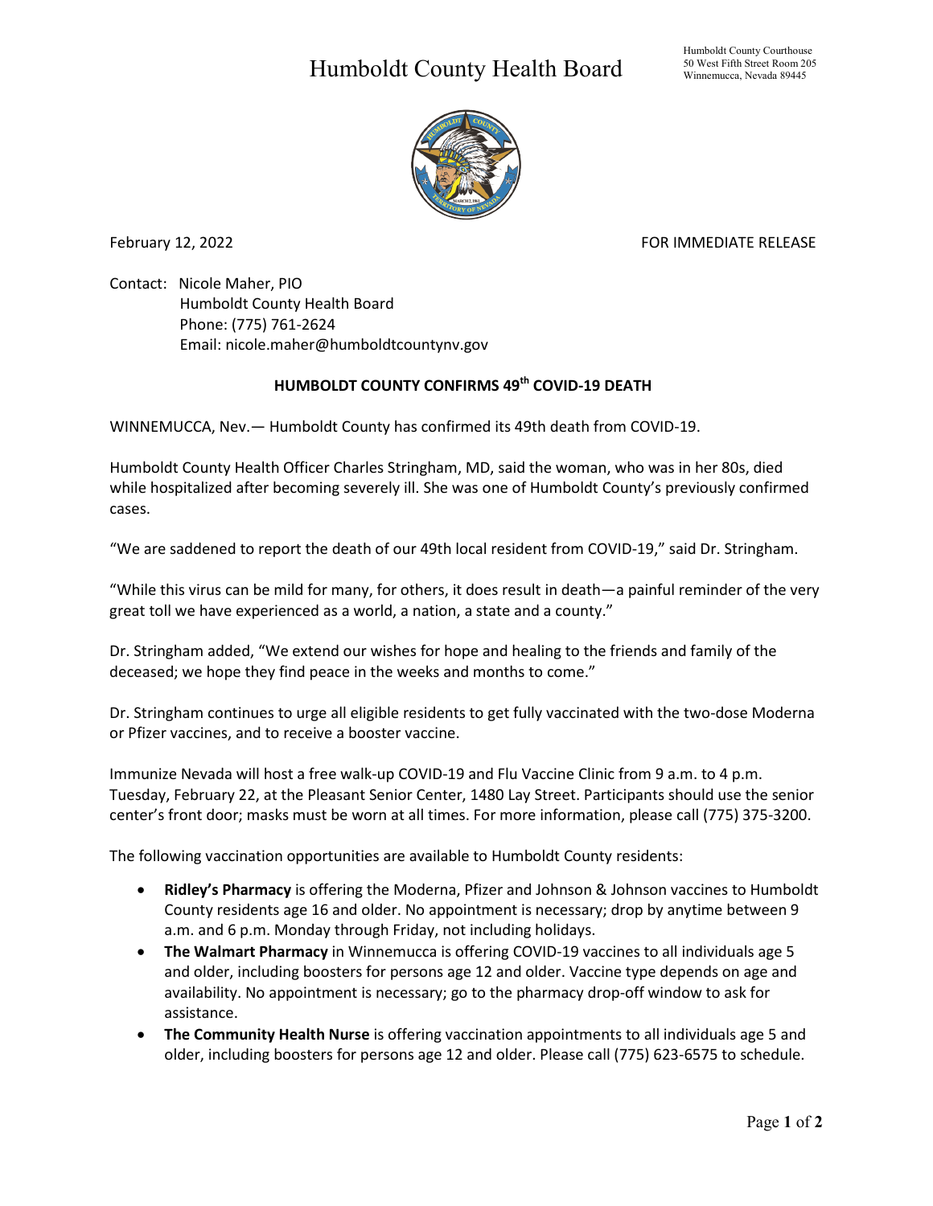# Humboldt County Health Board

Humboldt County Courthouse
50 West Fifth Street Room 205
Winnemucca, Nevada 89445

February 12, 2022

FOR IMMEDIATE RELEASE

Contact: Nicole Maher, PIO
Humboldt County Health Board
Phone: (775) 761-2624
Email: nicole.maher@humboldtcountynv.gov

## HUMBOLDT COUNTY CONFIRMS 49th COVID-19 DEATH

WINNEMUCCA, Nev.— Humboldt County has confirmed its 49th death from COVID-19.

Humboldt County Health Officer Charles Stringham, MD, said the woman, who was in her 80s, died while hospitalized after becoming severely ill. She was one of Humboldt County's previously confirmed cases.

"We are saddened to report the death of our 49th local resident from COVID-19," said Dr. Stringham.

"While this virus can be mild for many, for others, it does result in death—a painful reminder of the very great toll we have experienced as a world, a nation, a state and a county."

Dr. Stringham added, "We extend our wishes for hope and healing to the friends and family of the deceased; we hope they find peace in the weeks and months to come."

Dr. Stringham continues to urge all eligible residents to get fully vaccinated with the two-dose Moderna or Pfizer vaccines, and to receive a booster vaccine.

Immunize Nevada will host a free walk-up COVID-19 and Flu Vaccine Clinic from 9 a.m. to 4 p.m. Tuesday, February 22, at the Pleasant Senior Center, 1480 Lay Street. Participants should use the senior center's front door; masks must be worn at all times. For more information, please call (775) 375-3200.

The following vaccination opportunities are available to Humboldt County residents:

- **Ridley's Pharmacy** is offering the Moderna, Pfizer and Johnson & Johnson vaccines to Humboldt County residents age 16 and older. No appointment is necessary; drop by anytime between 9 a.m. and 6 p.m. Monday through Friday, not including holidays.
- **The Walmart Pharmacy** in Winnemucca is offering COVID-19 vaccines to all individuals age 5 and older, including boosters for persons age 12 and older. Vaccine type depends on age and availability. No appointment is necessary; go to the pharmacy drop-off window to ask for assistance.
- **The Community Health Nurse** is offering vaccination appointments to all individuals age 5 and older, including boosters for persons age 12 and older. Please call (775) 623-6575 to schedule.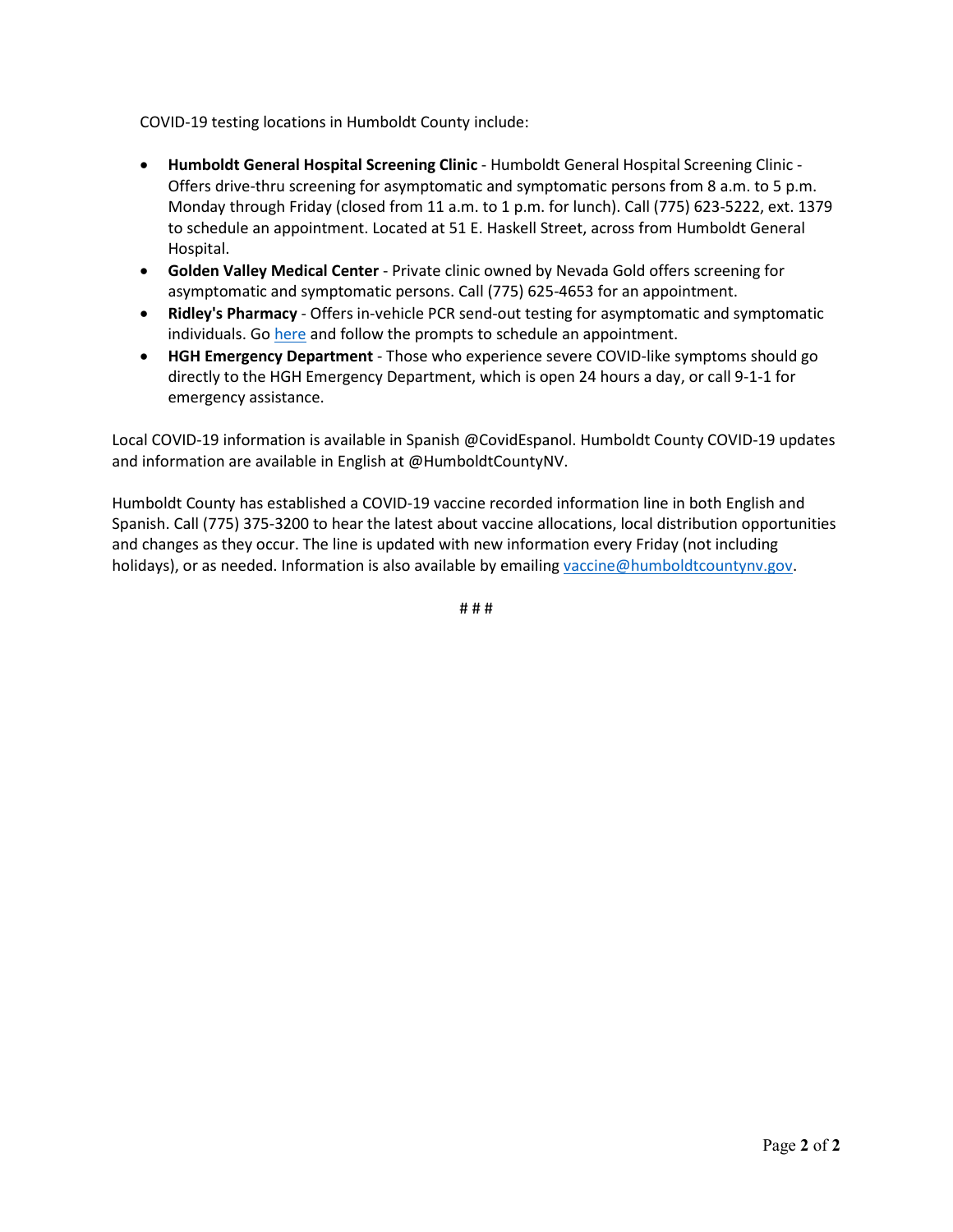COVID-19 testing locations in Humboldt County include:

- **Humboldt General Hospital Screening Clinic** - Humboldt General Hospital Screening Clinic - Offers drive-thru screening for asymptomatic and symptomatic persons from 8 a.m. to 5 p.m. Monday through Friday (closed from 11 a.m. to 1 p.m. for lunch). Call (775) 623-5222, ext. 1379 to schedule an appointment. Located at 51 E. Haskell Street, across from Humboldt General Hospital.
- **Golden Valley Medical Center** - Private clinic owned by Nevada Gold offers screening for asymptomatic and symptomatic persons. Call (775) 625-4653 for an appointment.
- **Ridley's Pharmacy** - Offers in-vehicle PCR send-out testing for asymptomatic and symptomatic individuals. Go here and follow the prompts to schedule an appointment.
- **HGH Emergency Department** - Those who experience severe COVID-like symptoms should go directly to the HGH Emergency Department, which is open 24 hours a day, or call 9-1-1 for emergency assistance.

Local COVID-19 information is available in Spanish @CovidEspanol. Humboldt County COVID-19 updates and information are available in English at @HumboldtCountyNV.

Humboldt County has established a COVID-19 vaccine recorded information line in both English and Spanish. Call (775) 375-3200 to hear the latest about vaccine allocations, local distribution opportunities and changes as they occur. The line is updated with new information every Friday (not including holidays), or as needed. Information is also available by emailing vaccine@humboldtcountynv.gov.

# # #